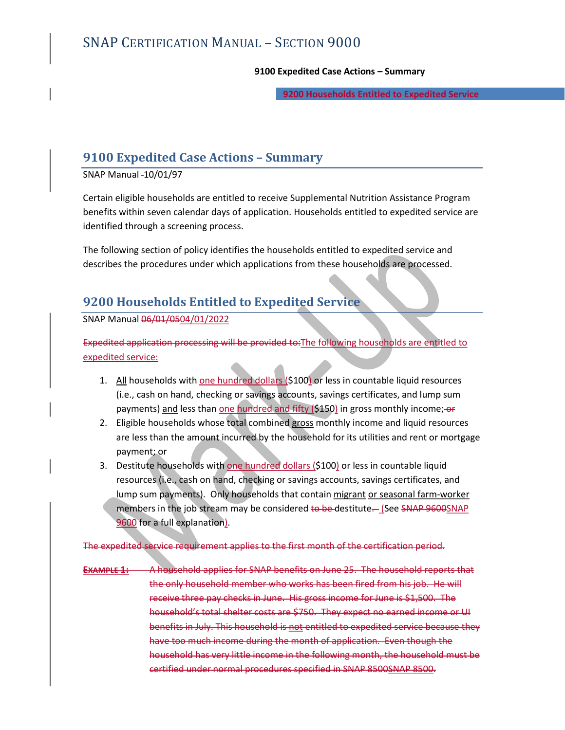# SNAP Certification Manual – Section 9000

**9100 Expedited Case Actions – Summary**

**9200 Households Entitled to Expedited Service**

## 9100 Expedited Case Actions – Summary

SNAP Manual -10/01/97

Certain eligible households are entitled to receive Supplemental Nutrition Assistance Program benefits within seven calendar days of application. Households entitled to expedited service are identified through a screening process.

The following section of policy identifies the households entitled to expedited service and describes the procedures under which applications from these households are processed.

## 9200 Households Entitled to Expedited Service

SNAP Manual ~~06/01/05~~04/01/2022

~~Expedited application processing will be provided to:~~The following households are entitled to expedited service:

1. All households with one hundred dollars ($100) or less in countable liquid resources (i.e., cash on hand, checking or savings accounts, savings certificates, and lump sum payments) and less than one hundred and fifty ($150) in gross monthly income;~~ or~~
2. Eligible households whose total combined gross monthly income and liquid resources are less than the amount incurred by the household for its utilities and rent or mortgage payment; or
3. Destitute households with one hundred dollars ($100) or less in countable liquid resources (i.e., cash on hand, checking or savings accounts, savings certificates, and lump sum payments). Only households that contain migrant or seasonal farm-worker members in the job stream may be considered ~~to be~~ destitute~~.~~ (See ~~SNAP 9600~~SNAP 9600 for a full explanation).

~~The expedited service requirement applies to the first month of the certification period.~~

~~**Example 1:** A household applies for SNAP benefits on June 25. The household reports that the only household member who works has been fired from his job. He will receive three pay checks in June. His gross income for June is $1,500. The household's total shelter costs are $750. They expect no earned income or UI benefits in July. This household is not entitled to expedited service because they have too much income during the month of application. Even though the household has very little income in the following month, the household must be certified under normal procedures specified in SNAP 8500SNAP 8500.~~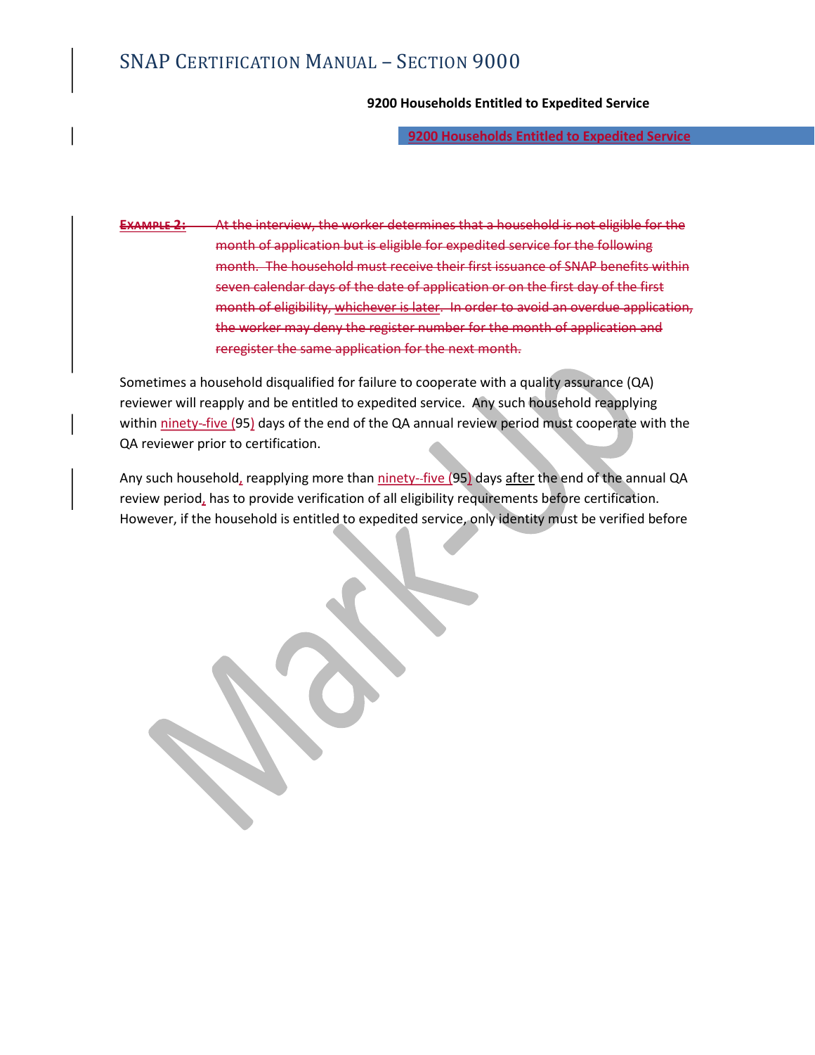9200 Households Entitled to Expedited Service

**9200 Households Entitled to Expedited Service**

~~**EXAMPLE 2:** At the interview, the worker determines that a household is not eligible for the month of application but is eligible for expedited service for the following month. The household must receive their first issuance of SNAP benefits within seven calendar days of the date of application or on the first day of the first month of eligibility, whichever is later. In order to avoid an overdue application, the worker may deny the register number for the month of application and reregister the same application for the next month.~~

Sometimes a household disqualified for failure to cooperate with a quality assurance (QA) reviewer will reapply and be entitled to expedited service. Any such household reapplying within ninety-five (95) days of the end of the QA annual review period must cooperate with the QA reviewer prior to certification.

Any such household, reapplying more than ninety-five (95) days after the end of the annual QA review period, has to provide verification of all eligibility requirements before certification. However, if the household is entitled to expedited service, only identity must be verified before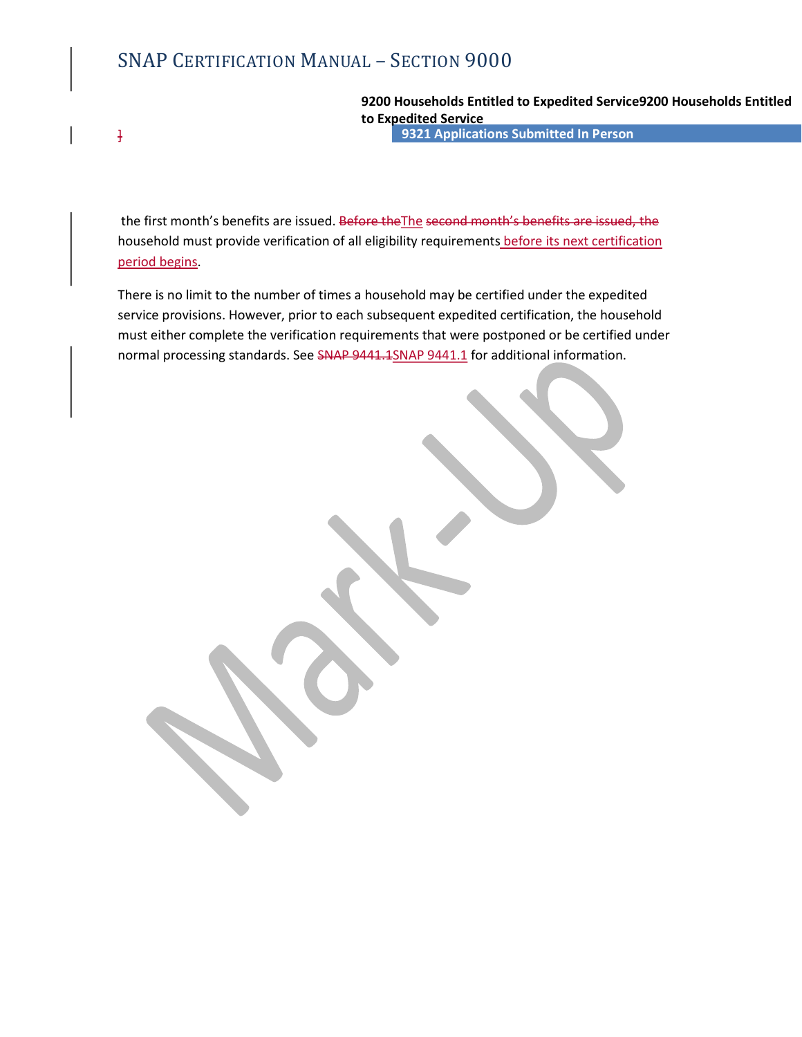the first month's benefits are issued. ~~Before the~~The ~~second month's benefits are issued, the~~ household must provide verification of all eligibility requirements before its next certification period begins.

There is no limit to the number of times a household may be certified under the expedited service provisions. However, prior to each subsequent expedited certification, the household must either complete the verification requirements that were postponed or be certified under normal processing standards. See ~~SNAP 9441.1~~SNAP 9441.1 for additional information.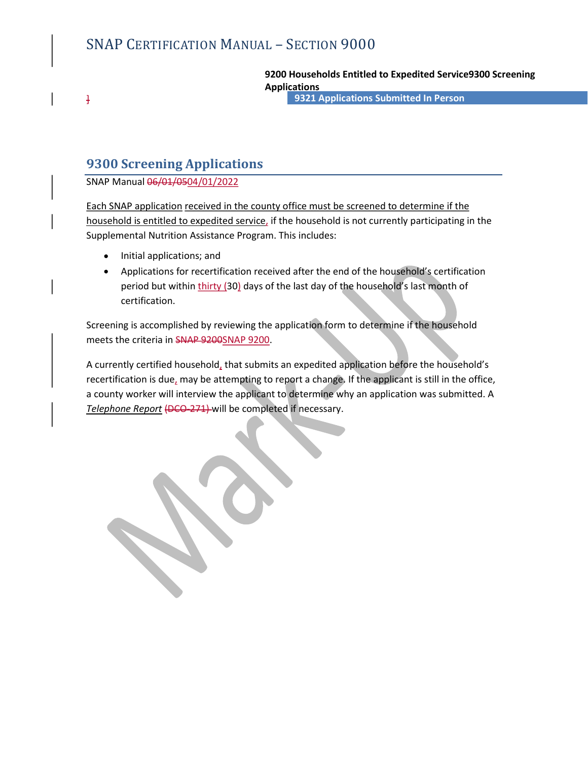# 9300 Screening Applications

SNAP Manual ~~06/01/05~~04/01/2022

Each SNAP application received in the county office must be screened to determine if the household is entitled to expedited service, if the household is not currently participating in the Supplemental Nutrition Assistance Program. This includes:

- Initial applications; and
- Applications for recertification received after the end of the household's certification period but within thirty (30) days of the last day of the household's last month of certification.

Screening is accomplished by reviewing the application form to determine if the household meets the criteria in ~~SNAP 9200~~SNAP 9200.

A currently certified household, that submits an expedited application before the household's recertification is due, may be attempting to report a change. If the applicant is still in the office, a county worker will interview the applicant to determine why an application was submitted. A *Telephone Report* ~~(DCO-271)~~ will be completed if necessary.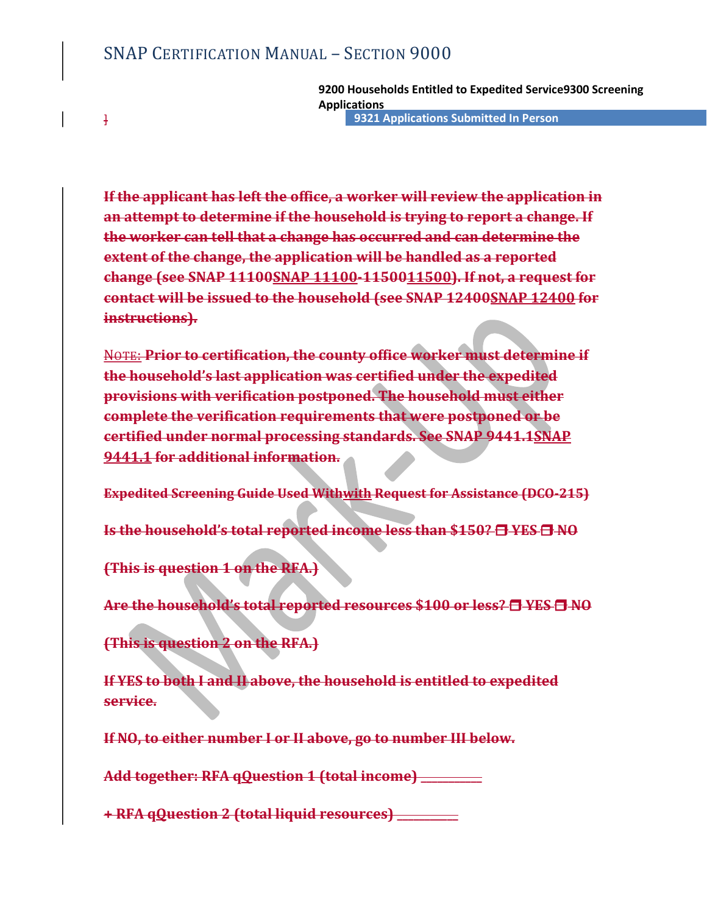If the applicant has left the office, a worker will review the application in an attempt to determine if the household is trying to report a change. If the worker can tell that a change has occurred and can determine the extent of the change, the application will be handled as a reported change (see SNAP 11100SNAP 11100-1150011500). If not, a request for contact will be issued to the household (see SNAP 12400SNAP 12400 for instructions).

NOTE: Prior to certification, the county office worker must determine if the household's last application was certified under the expedited provisions with verification postponed. The household must either complete the verification requirements that were postponed or be certified under normal processing standards. See SNAP 9441.1SNAP 9441.1 for additional information.

**Expedited Screening Guide Used Withwith Request for Assistance (DCO-215)**

**Is the household's total reported income less than $150? ☐ YES ☐ NO**

**(This is question 1 on the RFA.)**

**Are the household's total reported resources $100 or less? ☐ YES ☐ NO**

**(This is question 2 on the RFA.)**

**If YES to both I and II above, the household is entitled to expedited service.**

**If NO, to either number I or II above, go to number III below.**

**Add together: RFA qQuestion 1 (total income) \_\_\_\_\_\_\_\_\_**

**+ RFA qQuestion 2 (total liquid resources) \_\_\_\_\_\_\_\_\_**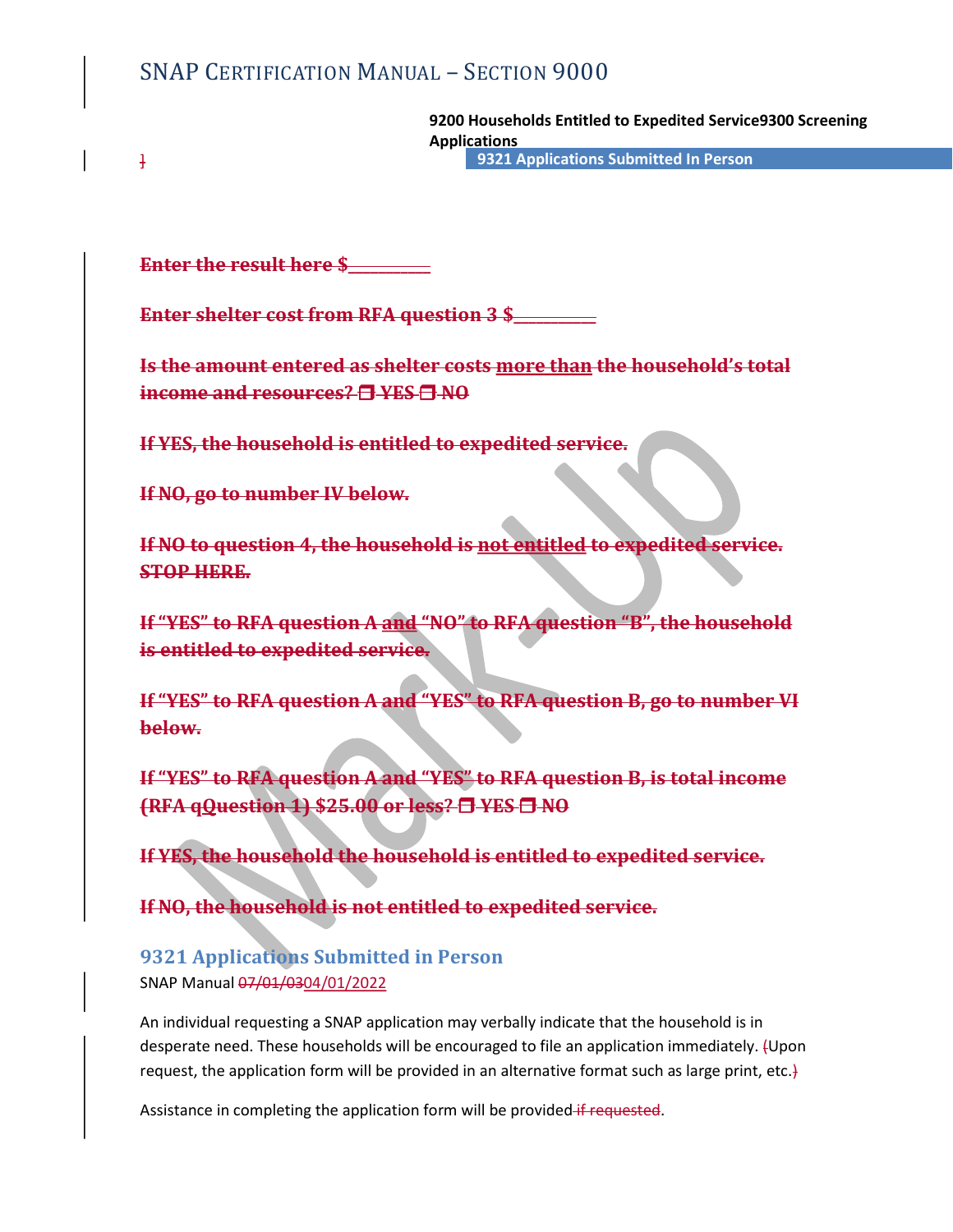Enter the result here $________

Enter shelter cost from RFA question 3 $________

Is the amount entered as shelter costs more than the household's total income and resources? ❒ YES ❒ NO

If YES, the household is entitled to expedited service.

If NO, go to number IV below.

If NO to question 4, the household is not entitled to expedited service. STOP HERE.

If "YES" to RFA question A and "NO" to RFA question "B", the household is entitled to expedited service.

If "YES" to RFA question A and "YES" to RFA question B, go to number VI below.

If "YES" to RFA question A and "YES" to RFA question B, is total income (RFA qQuestion 1) $25.00 or less? ❒ YES ❒ NO

If YES, the household the household is entitled to expedited service.

If NO, the household is not entitled to expedited service.

### 9321 Applications Submitted in Person

SNAP Manual 07/01/0304/01/2022

An individual requesting a SNAP application may verbally indicate that the household is in desperate need. These households will be encouraged to file an application immediately. (Upon request, the application form will be provided in an alternative format such as large print, etc.)

Assistance in completing the application form will be provided if requested.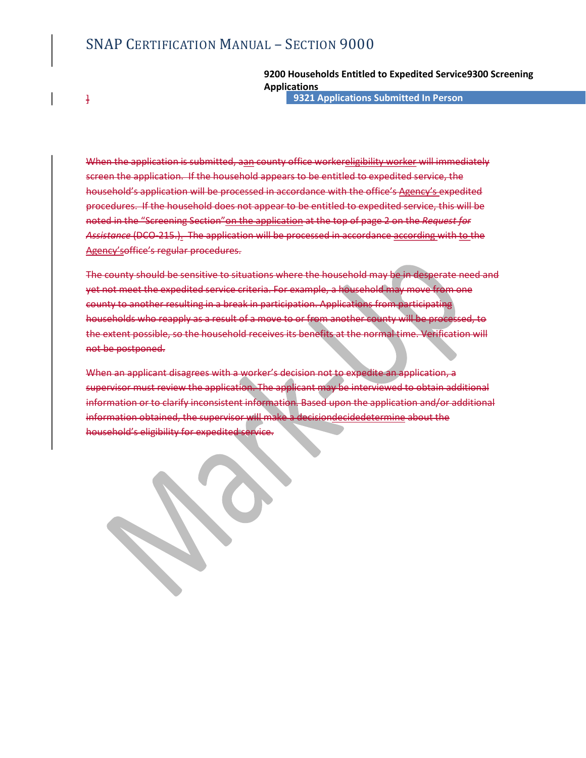**9200 Households Entitled to Expedited Service9300 Screening Applications**

## 9321 Applications Submitted In Person

When the application is submitted, aan county office workereligibility worker will immediately screen the application. If the household appears to be entitled to expedited service, the household's application will be processed in accordance with the office's Agency's expedited procedures. If the household does not appear to be entitled to expedited service, this will be noted in the "Screening Section"on the application at the top of page 2 on the *Request for Assistance* (DCO-215.). The application will be processed in accordance according with to the Agency'soffice's regular procedures.

The county should be sensitive to situations where the household may be in desperate need and yet not meet the expedited service criteria. For example, a household may move from one county to another resulting in a break in participation. Applications from participating households who reapply as a result of a move to or from another county will be processed, to the extent possible, so the household receives its benefits at the normal time. Verification will not be postponed.

When an applicant disagrees with a worker's decision not to expedite an application, a supervisor must review the application. The applicant may be interviewed to obtain additional information or to clarify inconsistent information. Based upon the application and/or additional information obtained, the supervisor will make a decisiondecidedetermine about the household's eligibility for expedited service.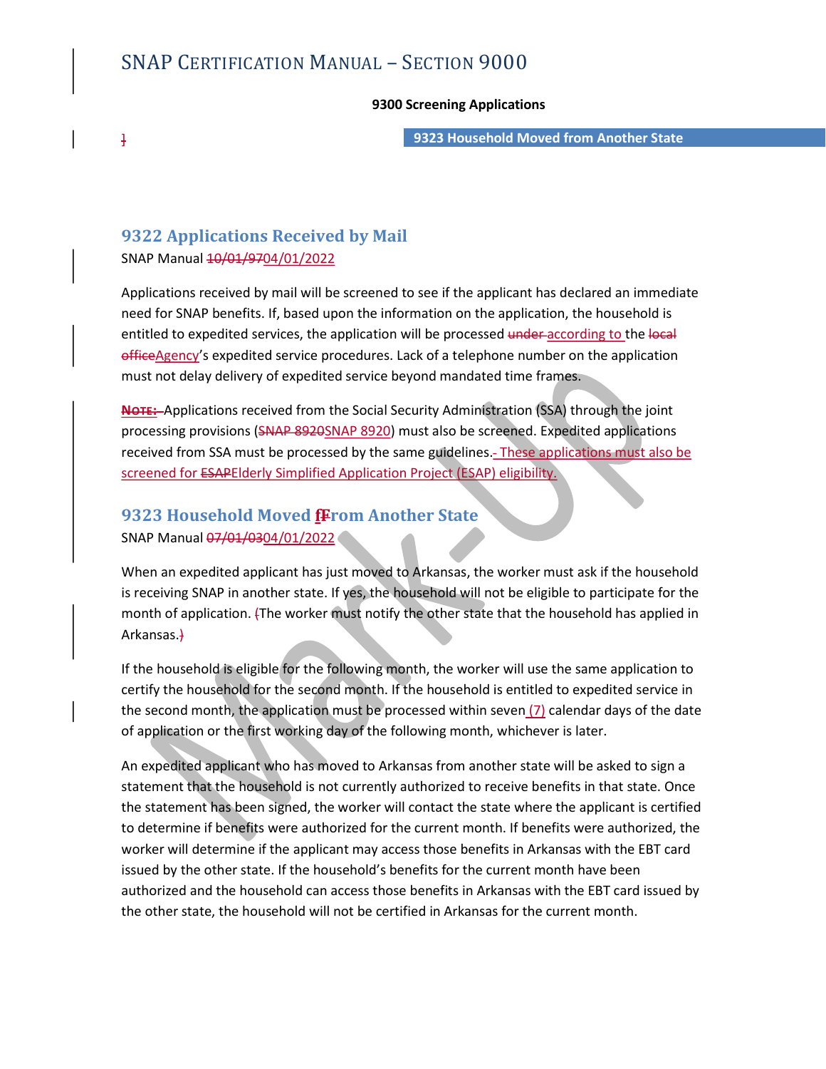## 9322 Applications Received by Mail

SNAP Manual 10/01/9704/01/2022

Applications received by mail will be screened to see if the applicant has declared an immediate need for SNAP benefits. If, based upon the information on the application, the household is entitled to expedited services, the application will be processed under according to the local officeAgency's expedited service procedures. Lack of a telephone number on the application must not delay delivery of expedited service beyond mandated time frames.

NOTE: Applications received from the Social Security Administration (SSA) through the joint processing provisions (SNAP 8920SNAP 8920) must also be screened. Expedited applications received from SSA must be processed by the same guidelines. These applications must also be screened for ESAPElderly Simplified Application Project (ESAP) eligibility.

## 9323 Household Moved fFrom Another State

SNAP Manual 07/01/0304/01/2022

When an expedited applicant has just moved to Arkansas, the worker must ask if the household is receiving SNAP in another state. If yes, the household will not be eligible to participate for the month of application. (The worker must notify the other state that the household has applied in Arkansas.)

If the household is eligible for the following month, the worker will use the same application to certify the household for the second month. If the household is entitled to expedited service in the second month, the application must be processed within seven (7) calendar days of the date of application or the first working day of the following month, whichever is later.

An expedited applicant who has moved to Arkansas from another state will be asked to sign a statement that the household is not currently authorized to receive benefits in that state. Once the statement has been signed, the worker will contact the state where the applicant is certified to determine if benefits were authorized for the current month. If benefits were authorized, the worker will determine if the applicant may access those benefits in Arkansas with the EBT card issued by the other state. If the household's benefits for the current month have been authorized and the household can access those benefits in Arkansas with the EBT card issued by the other state, the household will not be certified in Arkansas for the current month.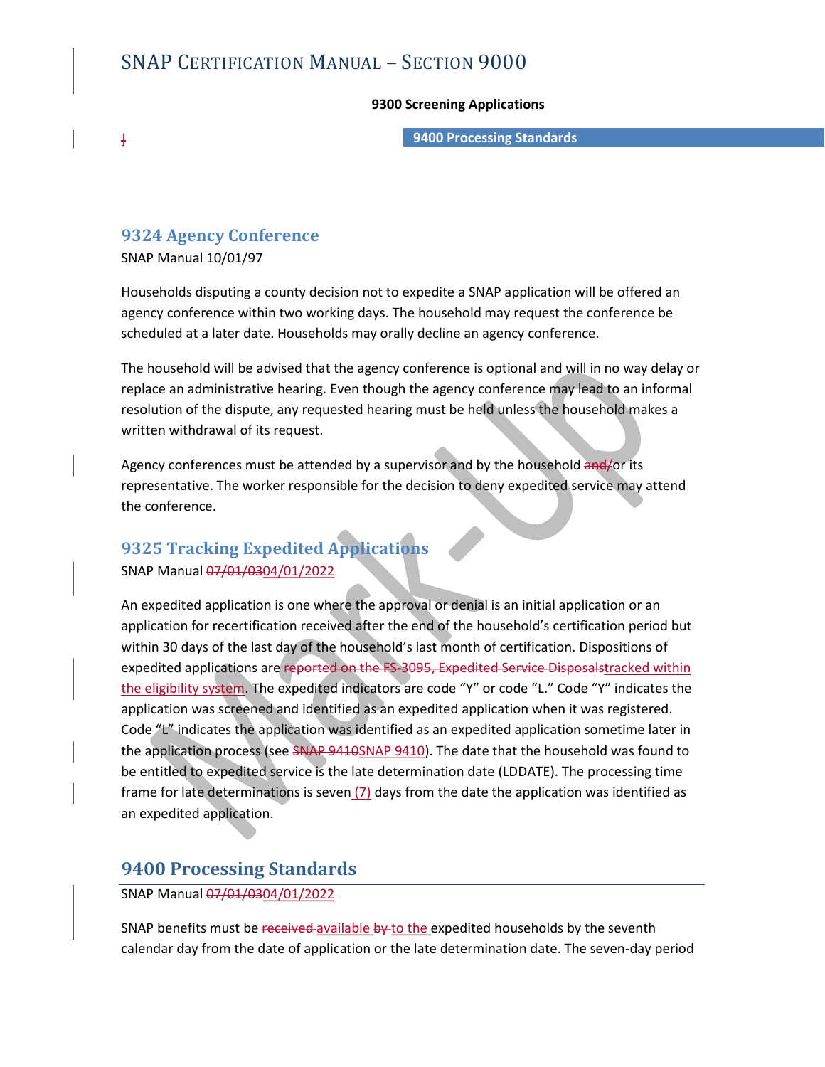# SNAP Certification Manual – Section 9000

**9300 Screening Applications**

**9400 Processing Standards**

## 9324 Agency Conference

SNAP Manual 10/01/97

Households disputing a county decision not to expedite a SNAP application will be offered an agency conference within two working days. The household may request the conference be scheduled at a later date. Households may orally decline an agency conference.

The household will be advised that the agency conference is optional and will in no way delay or replace an administrative hearing. Even though the agency conference may lead to an informal resolution of the dispute, any requested hearing must be held unless the household makes a written withdrawal of its request.

Agency conferences must be attended by a supervisor and by the household ~~and/~~or its representative. The worker responsible for the decision to deny expedited service may attend the conference.

## 9325 Tracking Expedited Applications

SNAP Manual ~~07/01/03~~04/01/2022

An expedited application is one where the approval or denial is an initial application or an application for recertification received after the end of the household's certification period but within 30 days of the last day of the household's last month of certification. Dispositions of expedited applications are ~~reported on the FS-3095, Expedited Service Disposals~~tracked within the eligibility system. The expedited indicators are code "Y" or code "L." Code "Y" indicates the application was screened and identified as an expedited application when it was registered. Code "L" indicates the application was identified as an expedited application sometime later in the application process (see ~~SNAP 9410~~SNAP 9410). The date that the household was found to be entitled to expedited service is the late determination date (LDDATE). The processing time frame for late determinations is seven (7) days from the date the application was identified as an expedited application.

## 9400 Processing Standards

SNAP Manual ~~07/01/03~~04/01/2022

SNAP benefits must be ~~received~~ available ~~by~~ to the expedited households by the seventh calendar day from the date of application or the late determination date. The seven-day period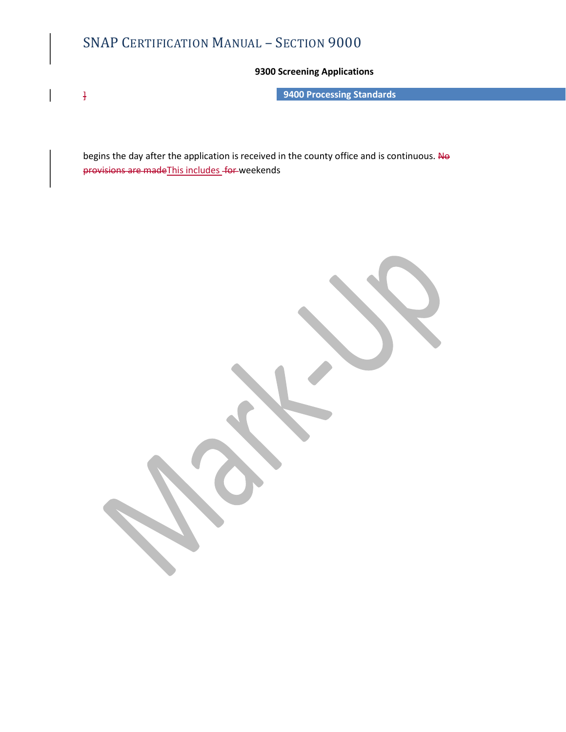### 9300 Screening Applications

### 9400 Processing Standards

begins the day after the application is received in the county office and is continuous. ~~No provisions are made~~This includes ~~for~~ weekends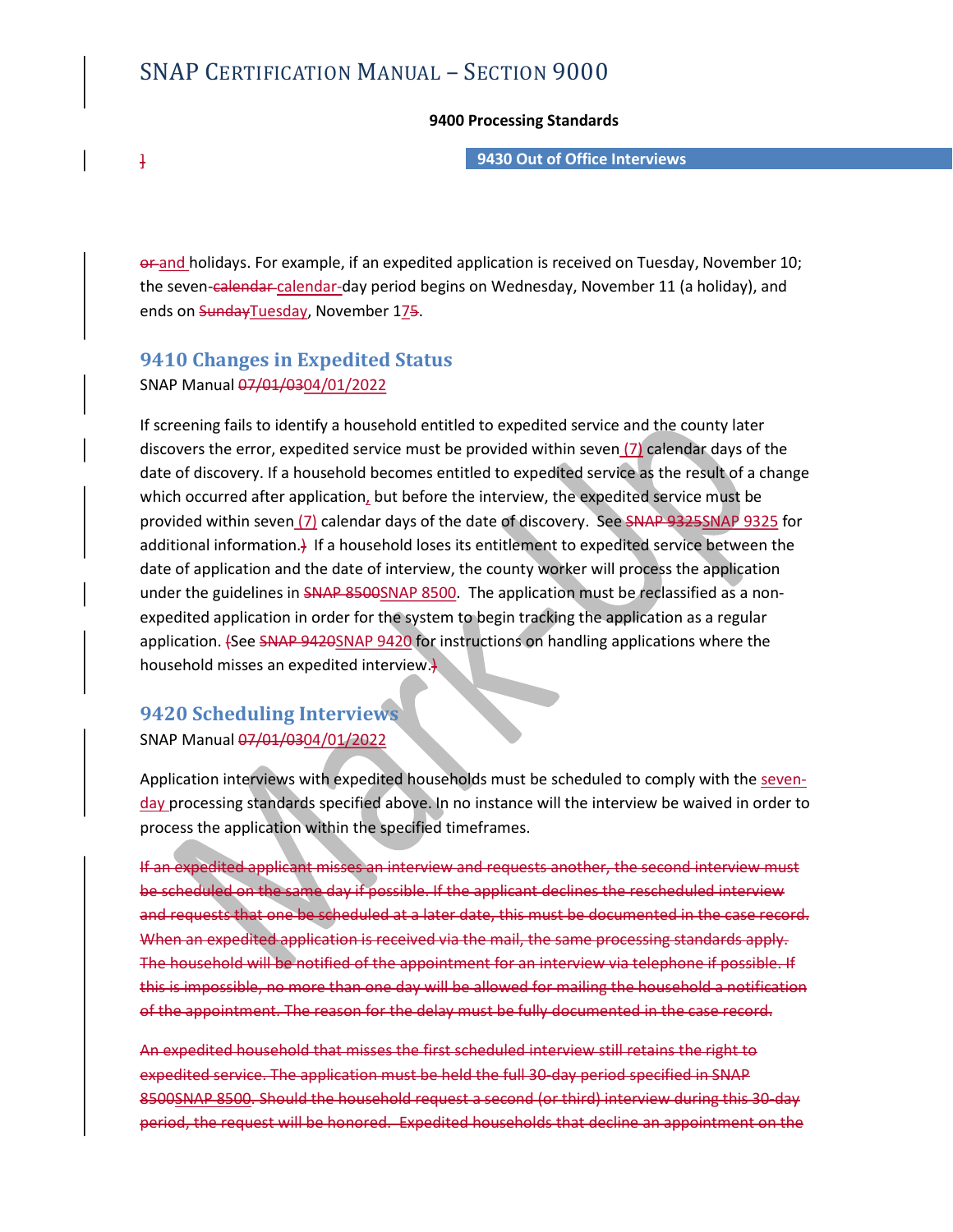~~or~~ and holidays. For example, if an expedited application is received on Tuesday, November 10; the seven-~~calendar~~ calendar-day period begins on Wednesday, November 11 (a holiday), and ends on ~~Sunday~~Tuesday, November 1~~5~~7.

## 9410 Changes in Expedited Status

SNAP Manual ~~07/01/03~~04/01/2022

If screening fails to identify a household entitled to expedited service and the county later discovers the error, expedited service must be provided within seven (7) calendar days of the date of discovery. If a household becomes entitled to expedited service as the result of a change which occurred after application, but before the interview, the expedited service must be provided within seven (7) calendar days of the date of discovery. See ~~SNAP 9325~~SNAP 9325 for additional information.~~)~~ If a household loses its entitlement to expedited service between the date of application and the date of interview, the county worker will process the application under the guidelines in ~~SNAP 8500~~SNAP 8500. The application must be reclassified as a non-expedited application in order for the system to begin tracking the application as a regular application. ~~(~~See ~~SNAP 9420~~SNAP 9420 for instructions on handling applications where the household misses an expedited interview.~~)~~

## 9420 Scheduling Interviews

SNAP Manual ~~07/01/03~~04/01/2022

Application interviews with expedited households must be scheduled to comply with the seven-day processing standards specified above. In no instance will the interview be waived in order to process the application within the specified timeframes.

~~If an expedited applicant misses an interview and requests another, the second interview must be scheduled on the same day if possible. If the applicant declines the rescheduled interview and requests that one be scheduled at a later date, this must be documented in the case record. When an expedited application is received via the mail, the same processing standards apply. The household will be notified of the appointment for an interview via telephone if possible. If this is impossible, no more than one day will be allowed for mailing the household a notification of the appointment. The reason for the delay must be fully documented in the case record.~~

~~An expedited household that misses the first scheduled interview still retains the right to expedited service. The application must be held the full 30-day period specified in SNAP 8500SNAP 8500. Should the household request a second (or third) interview during this 30-day period, the request will be honored. Expedited households that decline an appointment on the~~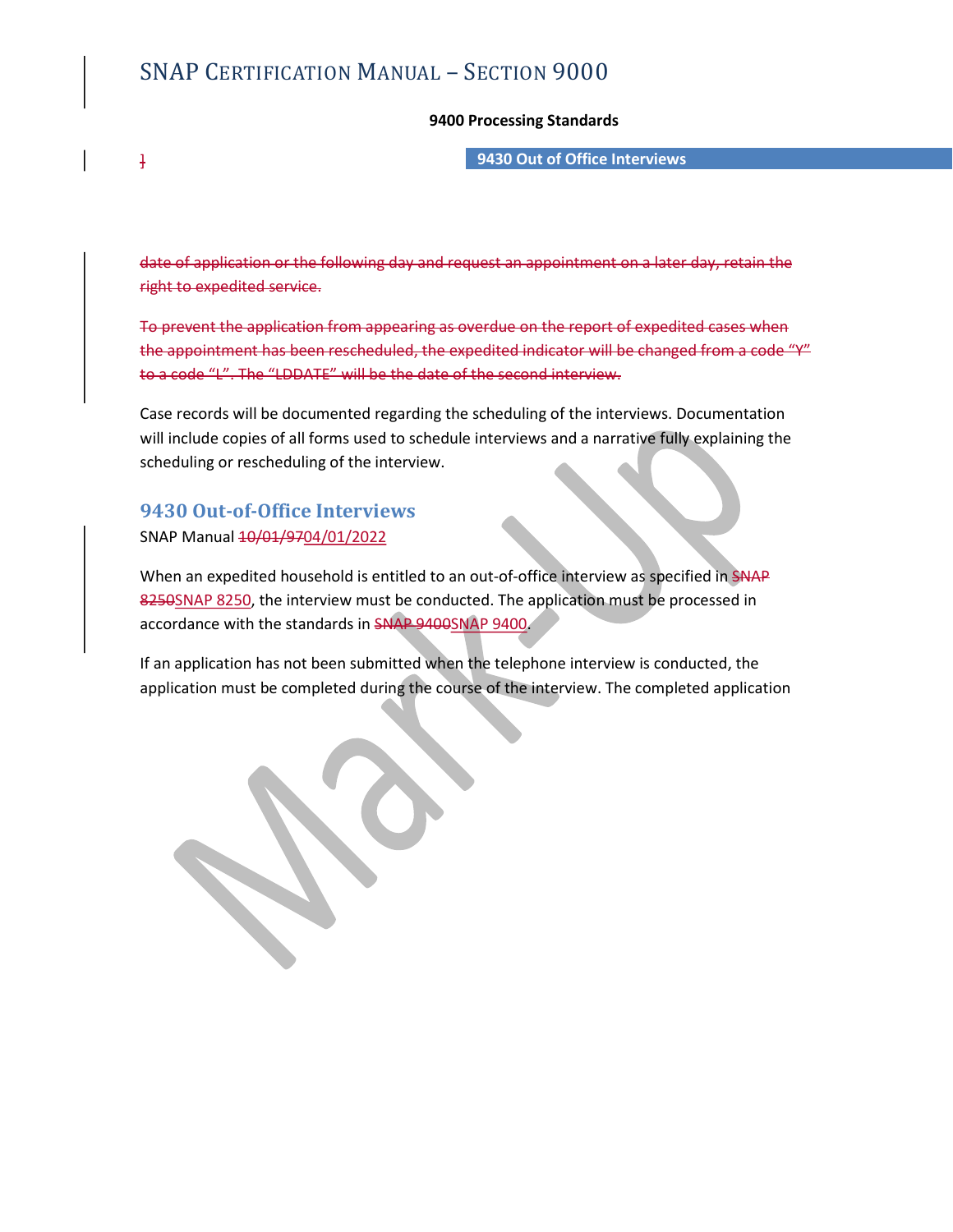~~date of application or the following day and request an appointment on a later day, retain the right to expedited service.~~

~~To prevent the application from appearing as overdue on the report of expedited cases when the appointment has been rescheduled, the expedited indicator will be changed from a code "Y" to a code "L". The "LDDATE" will be the date of the second interview.~~

Case records will be documented regarding the scheduling of the interviews. Documentation will include copies of all forms used to schedule interviews and a narrative fully explaining the scheduling or rescheduling of the interview.

## 9430 Out-of-Office Interviews

SNAP Manual ~~10/01/97~~04/01/2022

When an expedited household is entitled to an out-of-office interview as specified in ~~SNAP 8250~~SNAP 8250, the interview must be conducted. The application must be processed in accordance with the standards in ~~SNAP 9400~~SNAP 9400.

If an application has not been submitted when the telephone interview is conducted, the application must be completed during the course of the interview. The completed application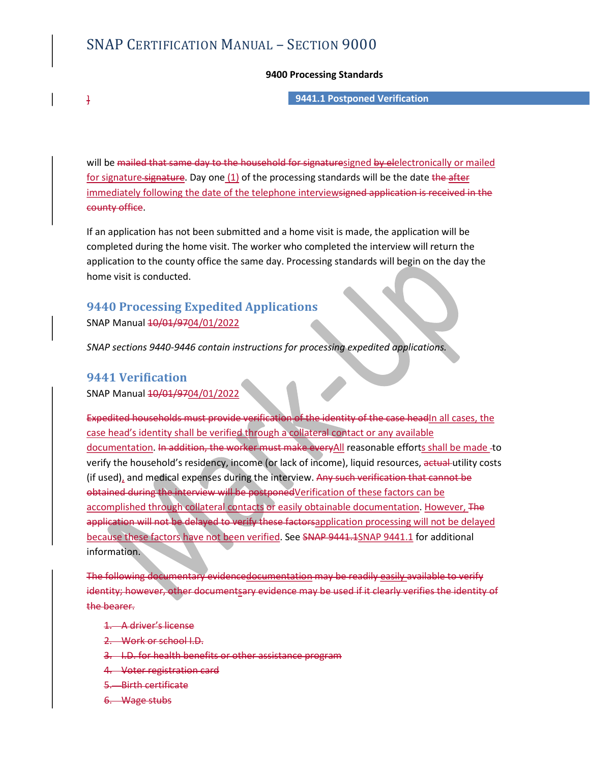will be ~~mailed that same day to the household for signature~~signed ~~by el~~electronically or mailed for signature ~~signature~~. Day one (1) of the processing standards will be the date ~~the~~ ~~after~~ immediately following the date of the telephone interview~~signed application is received in the county office~~.

If an application has not been submitted and a home visit is made, the application will be completed during the home visit. The worker who completed the interview will return the application to the county office the same day. Processing standards will begin on the day the home visit is conducted.

## 9440 Processing Expedited Applications

SNAP Manual ~~10/01/97~~04/01/2022

*SNAP sections 9440-9446 contain instructions for processing expedited applications.*

## 9441 Verification

SNAP Manual ~~10/01/97~~04/01/2022

~~Expedited households must provide verification of the identity of the case head~~In all cases, the case head's identity shall be verified through a collateral contact or any available documentation. ~~In addition, the worker must make every~~All reasonable efforts shall be made ~~-~~to verify the household's residency, income (or lack of income), liquid resources, ~~actual~~ utility costs (if used), and medical expenses during the interview. ~~Any such verification that cannot be obtained during the interview will be postponed~~Verification of these factors can be accomplished through collateral contacts or easily obtainable documentation. However, ~~The application will not be delayed to verify these factors~~application processing will not be delayed because these factors have not been verified. See ~~SNAP 9441.1~~SNAP 9441.1 for additional information.

~~The following documentary evidence~~documentation may be ~~readily~~ easily ~~available to verify identity; however, other documents~~~~ary evidence may be used if it clearly verifies the identity of the bearer.~~

1. ~~A driver's license~~
2. ~~Work or school I.D.~~
3. ~~I.D. for health benefits or other assistance program~~
4. ~~Voter registration card~~
5. ~~Birth certificate~~
6. ~~Wage stubs~~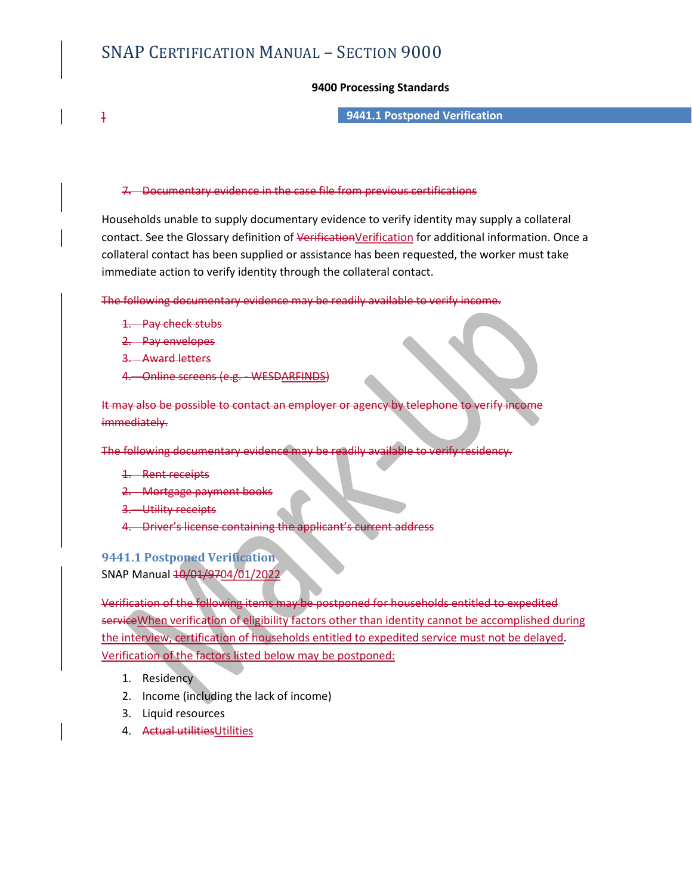## 9400 Processing Standards

7. ~~Documentary evidence in the case file from previous certifications~~

Households unable to supply documentary evidence to verify identity may supply a collateral contact. See the Glossary definition of ~~Verification~~Verification for additional information. Once a collateral contact has been supplied or assistance has been requested, the worker must take immediate action to verify identity through the collateral contact.

~~The following documentary evidence may be readily available to verify income.~~

1. ~~Pay check stubs~~
2. ~~Pay envelopes~~
3. ~~Award letters~~
4. ~~Online screens (e.g. - WESDARFINDS)~~

~~It may also be possible to contact an employer or agency by telephone to verify income immediately.~~

~~The following documentary evidence may be readily available to verify residency.~~

1. ~~Rent receipts~~
2. ~~Mortgage payment books~~
3. ~~Utility receipts~~
4. ~~Driver's license containing the applicant's current address~~

### 9441.1 Postponed Verification

SNAP Manual ~~10/01/97~~04/01/2022

~~Verification of the following items may be postponed for households entitled to expedited service~~When verification of eligibility factors other than identity cannot be accomplished during the interview, certification of households entitled to expedited service must not be delayed. Verification of the factors listed below may be postponed:

1. Residency
2. Income (including the lack of income)
3. Liquid resources
4. ~~Actual utilities~~Utilities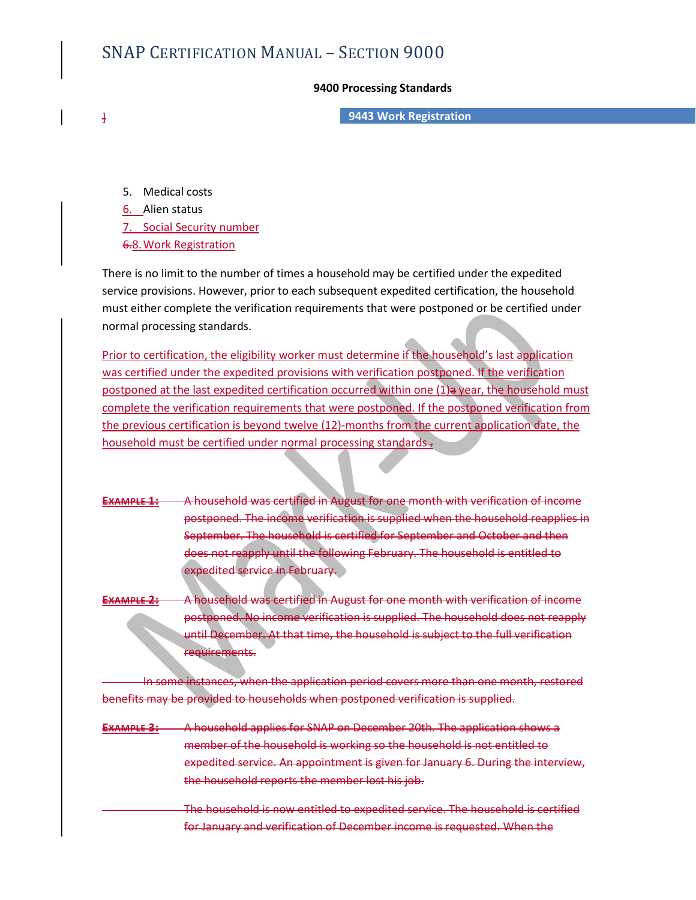## 9400 Processing Standards

### 9443 Work Registration

5. Medical costs
6. Alien status
7. Social Security number
8. Work Registration

There is no limit to the number of times a household may be certified under the expedited service provisions. However, prior to each subsequent expedited certification, the household must either complete the verification requirements that were postponed or be certified under normal processing standards.

Prior to certification, the eligibility worker must determine if the household's last application was certified under the expedited provisions with verification postponed. If the verification postponed at the last expedited certification occurred within one (1) year, the household must complete the verification requirements that were postponed. If the postponed verification from the previous certification is beyond twelve (12)-months from the current application date, the household must be certified under normal processing standards.

~~**EXAMPLE 1:** A household was certified in August for one month with verification of income postponed. The income verification is supplied when the household reapplies in September. The household is certified for September and October and then does not reapply until the following February. The household is entitled to expedited service in February.~~

~~**EXAMPLE 2:** A household was certified in August for one month with verification of income postponed. No income verification is supplied. The household does not reapply until December. At that time, the household is subject to the full verification requirements.~~

~~In some instances, when the application period covers more than one month, restored benefits may be provided to households when postponed verification is supplied.~~

~~**EXAMPLE 3:** A household applies for SNAP on December 20th. The application shows a member of the household is working so the household is not entitled to expedited service. An appointment is given for January 6. During the interview, the household reports the member lost his job.~~

~~The household is now entitled to expedited service. The household is certified for January and verification of December income is requested. When the~~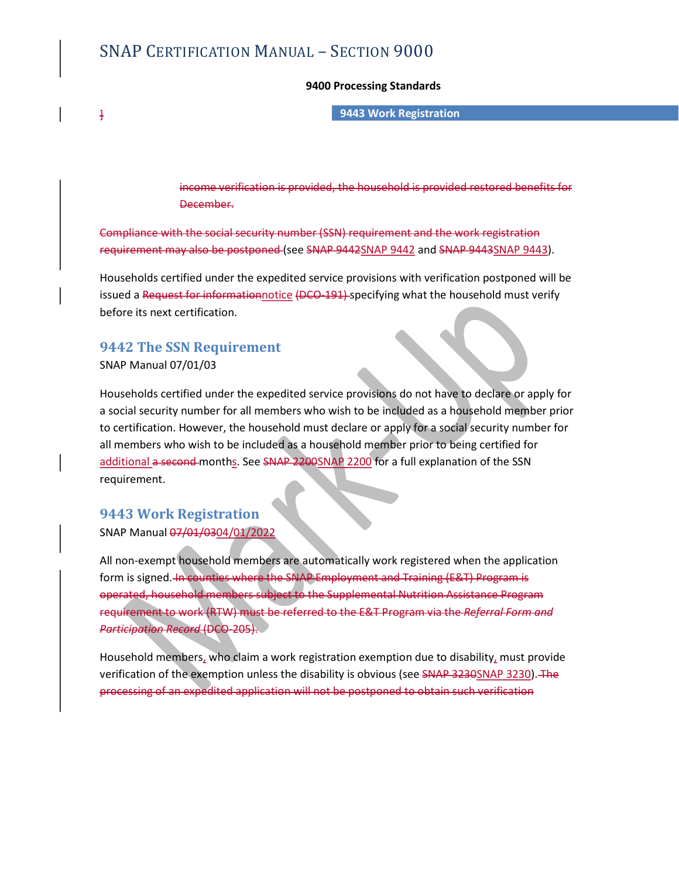income verification is provided, the household is provided restored benefits for December.

Compliance with the social security number (SSN) requirement and the work registration requirement may also be postponed (see SNAP 9442SNAP 9442 and SNAP 9443SNAP 9443).

Households certified under the expedited service provisions with verification postponed will be issued a Request for informationnotice (DCO-191) specifying what the household must verify before its next certification.

## 9442 The SSN Requirement

SNAP Manual 07/01/03

Households certified under the expedited service provisions do not have to declare or apply for a social security number for all members who wish to be included as a household member prior to certification. However, the household must declare or apply for a social security number for all members who wish to be included as a household member prior to being certified for additional a second months. See SNAP 2200SNAP 2200 for a full explanation of the SSN requirement.

## 9443 Work Registration

SNAP Manual 07/01/0304/01/2022

All non-exempt household members are automatically work registered when the application form is signed. In counties where the SNAP Employment and Training (E&T) Program is operated, household members subject to the Supplemental Nutrition Assistance Program requirement to work (RTW) must be referred to the E&T Program via the *Referral Form and Participation Record* (DCO-205).

Household members, who claim a work registration exemption due to disability, must provide verification of the exemption unless the disability is obvious (see SNAP 3230SNAP 3230). The processing of an expedited application will not be postponed to obtain such verification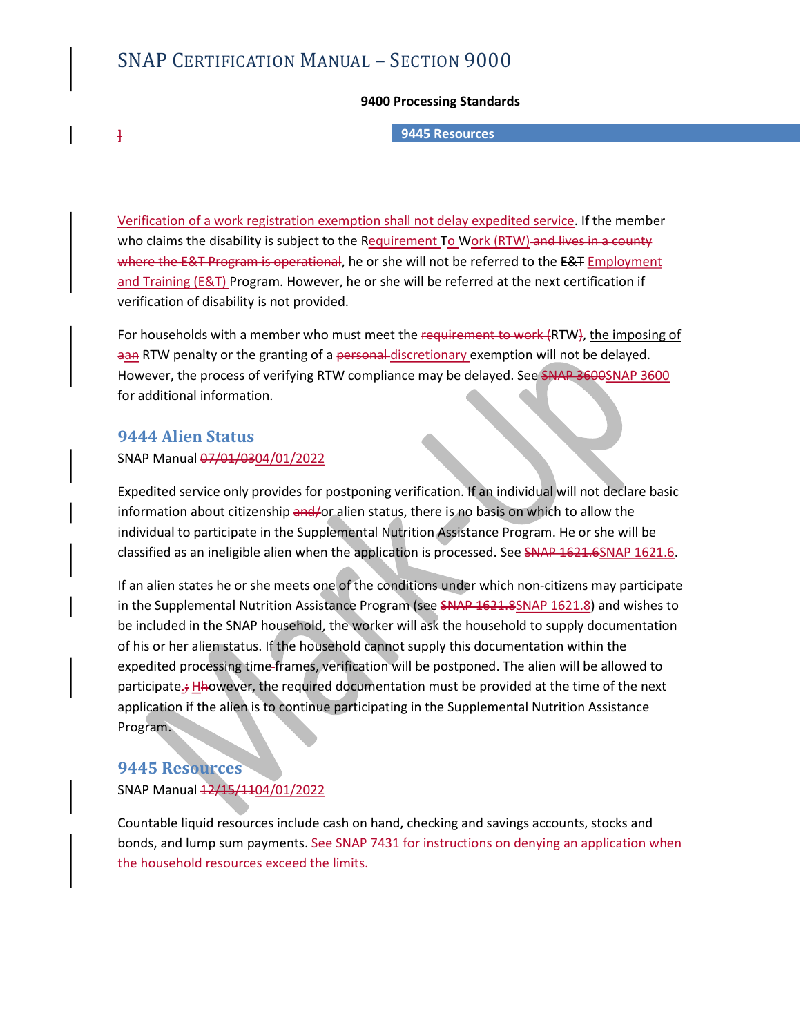Verification of a work registration exemption shall not delay expedited service. If the member who claims the disability is subject to the Requirement To Work (RTW)~~ and lives in a county where the E&T Program is operational~~, he or she will not be referred to the ~~E&T~~ Employment and Training (E&T) Program. However, he or she will be referred at the next certification if verification of disability is not provided.

For households with a member who must meet the ~~requirement to work (~~RTW~~)~~, the imposing of ~~a~~an RTW penalty or the granting of a ~~personal~~ discretionary exemption will not be delayed. However, the process of verifying RTW compliance may be delayed. See ~~SNAP 3600~~SNAP 3600 for additional information.

### 9444 Alien Status

SNAP Manual ~~07/01/03~~04/01/2022

Expedited service only provides for postponing verification. If an individual will not declare basic information about citizenship ~~and/~~or alien status, there is no basis on which to allow the individual to participate in the Supplemental Nutrition Assistance Program. He or she will be classified as an ineligible alien when the application is processed. See ~~SNAP 1621.6~~SNAP 1621.6.

If an alien states he or she meets one of the conditions under which non-citizens may participate in the Supplemental Nutrition Assistance Program (see ~~SNAP 1621.8~~SNAP 1621.8) and wishes to be included in the SNAP household, the worker will ask the household to supply documentation of his or her alien status. If the household cannot supply this documentation within the expedited processing time~~-~~frames, verification will be postponed. The alien will be allowed to participate.~~;~~ H~~h~~owever, the required documentation must be provided at the time of the next application if the alien is to continue participating in the Supplemental Nutrition Assistance Program.

### 9445 Resources

SNAP Manual ~~12/15/11~~04/01/2022

Countable liquid resources include cash on hand, checking and savings accounts, stocks and bonds, and lump sum payments. See SNAP 7431 for instructions on denying an application when the household resources exceed the limits.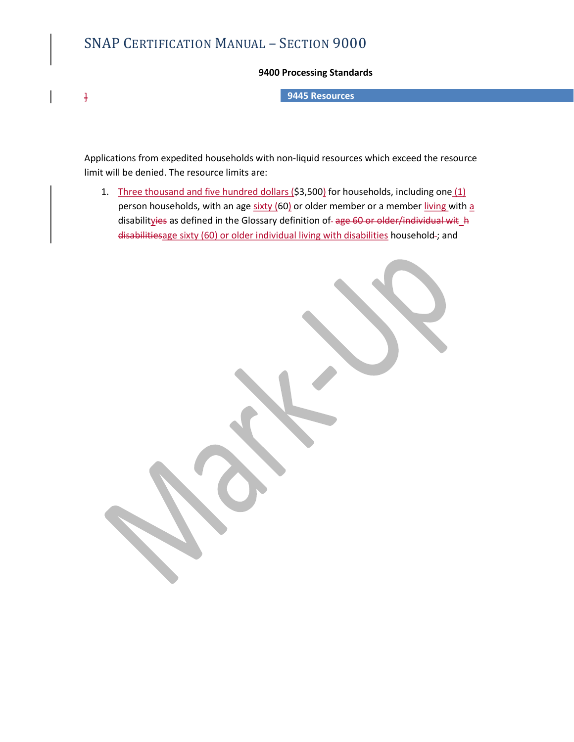# SNAP CERTIFICATION MANUAL – SECTION 9000

**9400 Processing Standards**

]

**9445 Resources**

Applications from expedited households with non-liquid resources which exceed the resource limit will be denied. The resource limits are:

1. Three thousand and five hundred dollars ($3,500) for households, including one (1) person households, with an age sixty (60) or older member or a member living with a disabilityies as defined in the Glossary definition of- age 60 or older/individual wit h disabilitiesage sixty (60) or older individual living with disabilities household-; and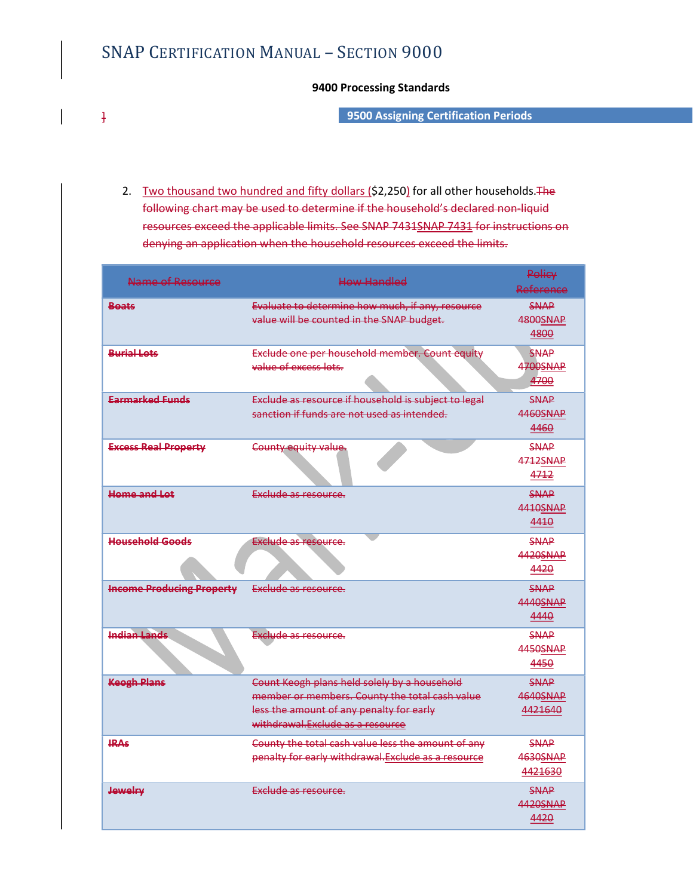9400 Processing Standards

]

9500 Assigning Certification Periods

2. Two thousand two hundred and fifty dollars ($2,250) for all other households.The following chart may be used to determine if the household's declared non-liquid resources exceed the applicable limits. See SNAP 7431SNAP 7431 for instructions on denying an application when the household resources exceed the limits.

| Name of Resource | How Handled | Policy Reference |
|---|---|---|
| **Boats** | Evaluate to determine how much, if any, resource value will be counted in the SNAP budget. | SNAP 4800SNAP 4800 |
| **Burial Lots** | Exclude one per household member. Count equity value of excess lots. | SNAP 4700SNAP 4700 |
| **Earmarked Funds** | Exclude as resource if household is subject to legal sanction if funds are not used as intended. | SNAP 4460SNAP 4460 |
| **Excess Real Property** | County equity value. | SNAP 4712SNAP 4712 |
| **Home and Lot** | Exclude as resource. | SNAP 4410SNAP 4410 |
| **Household Goods** | Exclude as resource. | SNAP 4420SNAP 4420 |
| **Income Producing Property** | Exclude as resource. | SNAP 4440SNAP 4440 |
| **Indian Lands** | Exclude as resource. | SNAP 4450SNAP 4450 |
| **Keogh Plans** | Count Keogh plans held solely by a household member or members. County the total cash value less the amount of any penalty for early withdrawal.Exclude as a resource | SNAP 4640SNAP 4421640 |
| **IRAs** | County the total cash value less the amount of any penalty for early withdrawal.Exclude as a resource | SNAP 4630SNAP 4421630 |
| **Jewelry** | Exclude as resource. | SNAP 4420SNAP 4420 |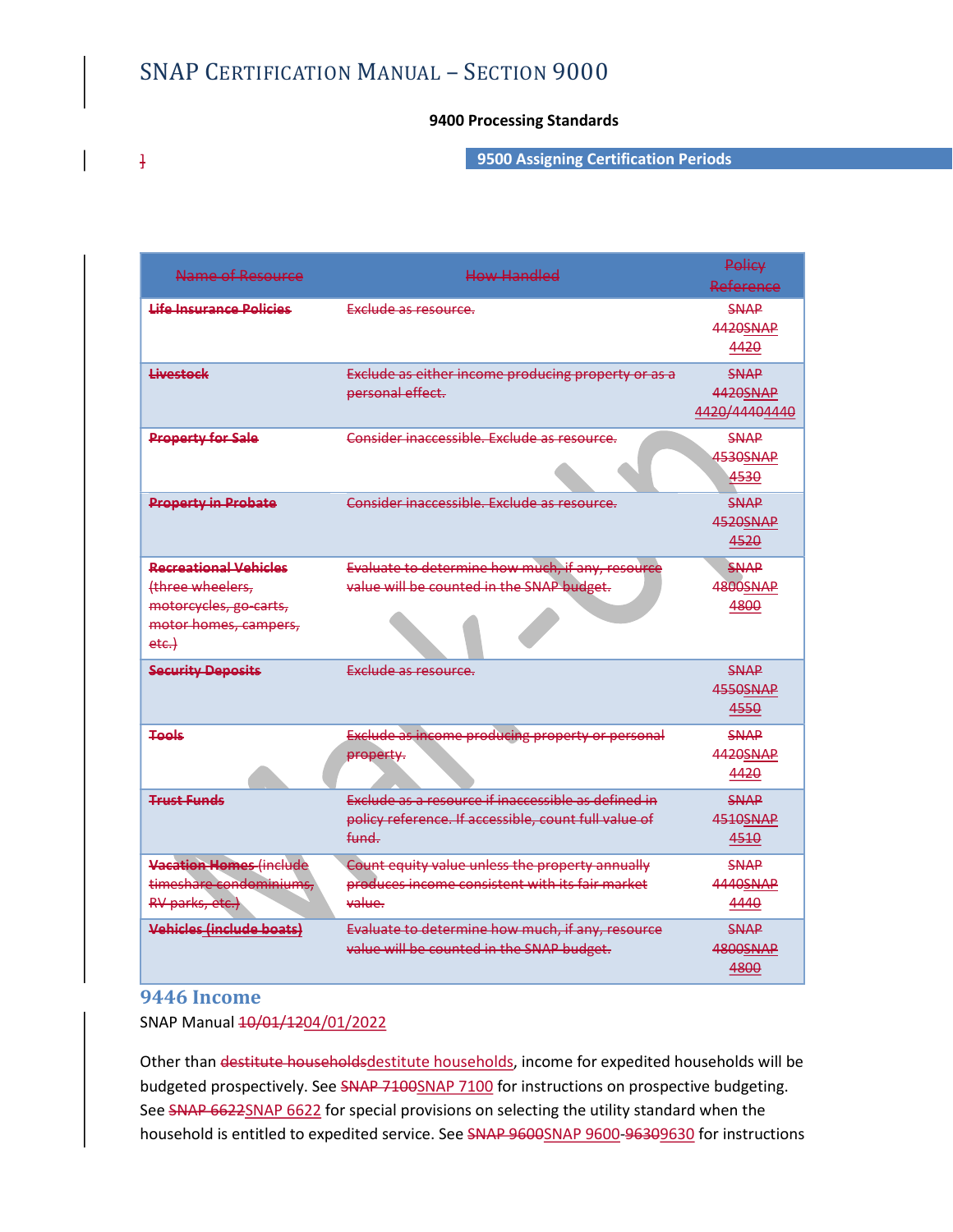# SNAP Certification Manual – Section 9000

**9400 Processing Standards**

**9500 Assigning Certification Periods**

| Name of Resource | How Handled | Policy Reference |
|---|---|---|
| **Life Insurance Policies** | Exclude as resource. | SNAP 4420SNAP 4420 |
| **Livestock** | Exclude as either income producing property or as a personal effect. | SNAP 4420SNAP 4420/44404440 |
| **Property for Sale** | Consider inaccessible. Exclude as resource. | SNAP 4530SNAP 4530 |
| **Property in Probate** | Consider inaccessible. Exclude as resource. | SNAP 4520SNAP 4520 |
| **Recreational Vehicles** (three wheelers, motorcycles, go-carts, motor homes, campers, etc.) | Evaluate to determine how much, if any, resource value will be counted in the SNAP budget. | SNAP 4800SNAP 4800 |
| **Security Deposits** | Exclude as resource. | SNAP 4550SNAP 4550 |
| **Tools** | Exclude as income producing property or personal property. | SNAP 4420SNAP 4420 |
| **Trust Funds** | Exclude as a resource if inaccessible as defined in policy reference. If accessible, count full value of fund. | SNAP 4510SNAP 4510 |
| **Vacation Homes** (include timeshare condominiums, RV parks, etc.) | Count equity value unless the property annually produces income consistent with its fair market value. | SNAP 4440SNAP 4440 |
| **Vehicles (include boats)** | Evaluate to determine how much, if any, resource value will be counted in the SNAP budget. | SNAP 4800SNAP 4800 |

## 9446 Income

SNAP Manual 10/01/1204/01/2022

Other than destitute householdsdestitute households, income for expedited households will be budgeted prospectively. See SNAP 7100SNAP 7100 for instructions on prospective budgeting. See SNAP 6622SNAP 6622 for special provisions on selecting the utility standard when the household is entitled to expedited service. See SNAP 9600SNAP 9600-96309630 for instructions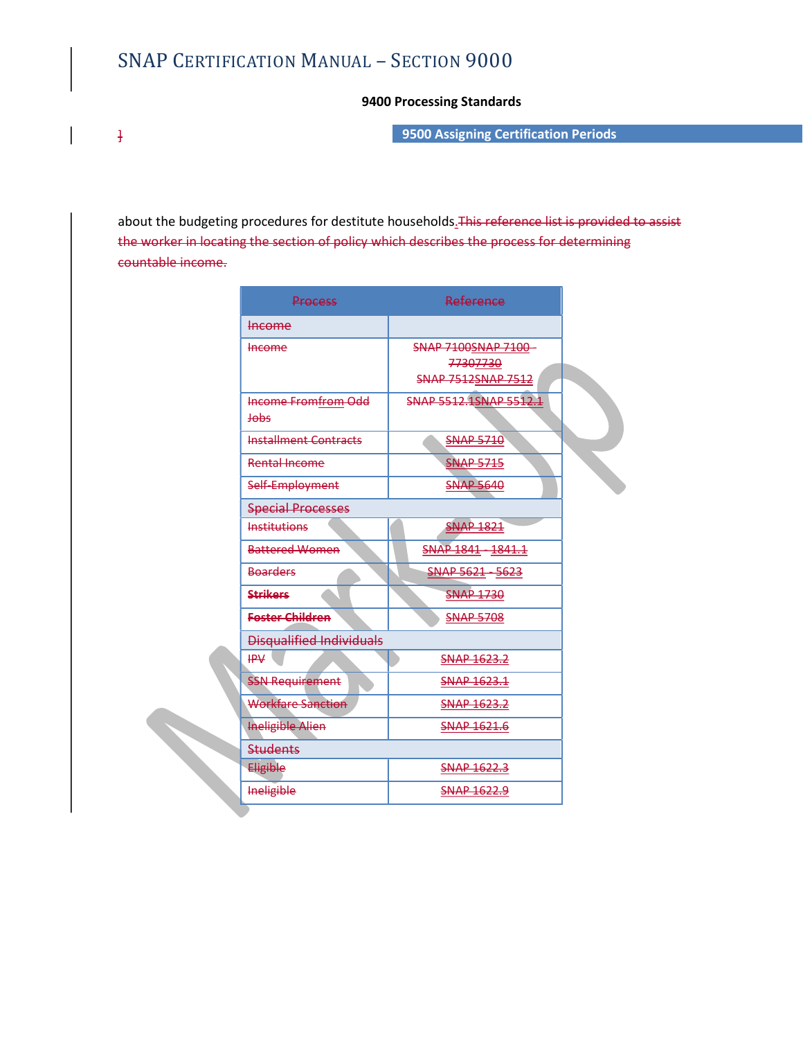# SNAP Certification Manual – Section 9000

**9400 Processing Standards**

**9500 Assigning Certification Periods**

about the budgeting procedures for destitute households. This reference list is provided to assist the worker in locating the section of policy which describes the process for determining countable income.

| Process | Reference |
|---|---|
| Income | |
| Income | SNAP 7100SNAP 7100 - 77307730<br>SNAP 7512SNAP 7512 |
| Income Fromfrom Odd Jobs | SNAP 5512.1SNAP 5512.1 |
| Installment Contracts | SNAP 5710 |
| Rental Income | SNAP 5715 |
| Self-Employment | SNAP 5640 |
| Special Processes | |
| Institutions | SNAP 1821 |
| Battered Women | SNAP 1841 - 1841.1 |
| Boarders | SNAP 5621 - 5623 |
| **Strikers** | SNAP 1730 |
| **Foster Children** | SNAP 5708 |
| Disqualified Individuals | |
| IPV | SNAP 1623.2 |
| SSN Requirement | SNAP 1623.1 |
| Workfare Sanction | SNAP 1623.2 |
| Ineligible Alien | SNAP 1621.6 |
| Students | |
| Eligible | SNAP 1622.3 |
| Ineligible | SNAP 1622.9 |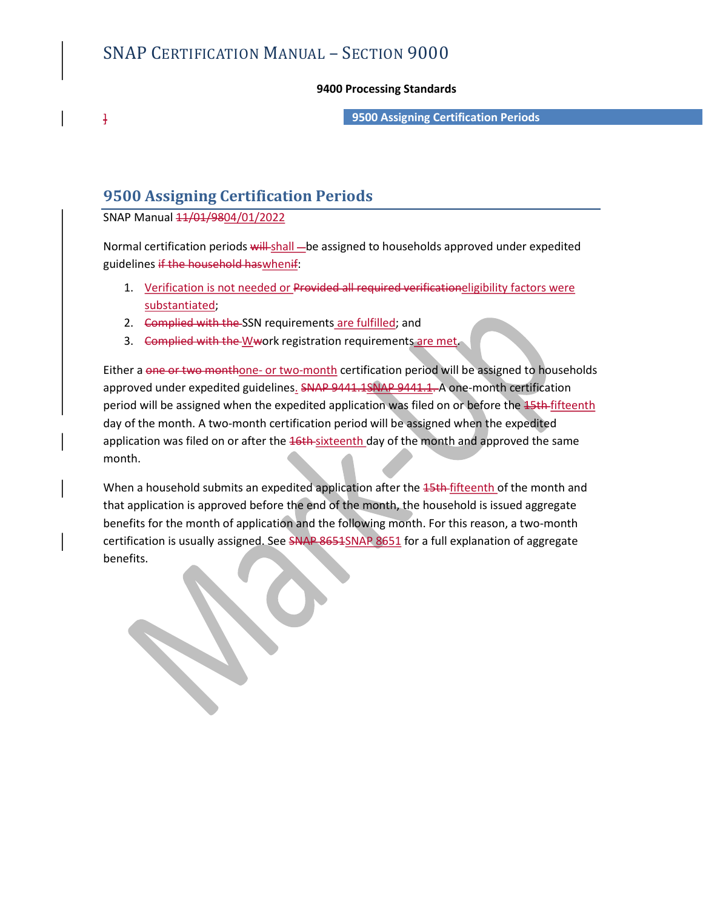## 9500 Assigning Certification Periods

SNAP Manual ~~11/01/98~~04/01/2022

Normal certification periods ~~will~~ shall be assigned to households approved under expedited guidelines ~~if the household has~~when~~if~~:

1. Verification is not needed or ~~Provided all required verification~~eligibility factors were substantiated;
2. ~~Complied with the~~ SSN requirements are fulfilled; and
3. ~~Complied with the~~ W~~w~~ork registration requirements are met.

Either a ~~one or two month~~one- or two-month certification period will be assigned to households approved under expedited guidelines. ~~SNAP 9441.1~~SNAP 9441.1. A one-month certification period will be assigned when the expedited application was filed on or before the ~~15th~~ fifteenth day of the month. A two-month certification period will be assigned when the expedited application was filed on or after the ~~16th~~ sixteenth day of the month and approved the same month.

When a household submits an expedited application after the ~~15th~~ fifteenth of the month and that application is approved before the end of the month, the household is issued aggregate benefits for the month of application and the following month. For this reason, a two-month certification is usually assigned. See ~~SNAP 8651~~SNAP 8651 for a full explanation of aggregate benefits.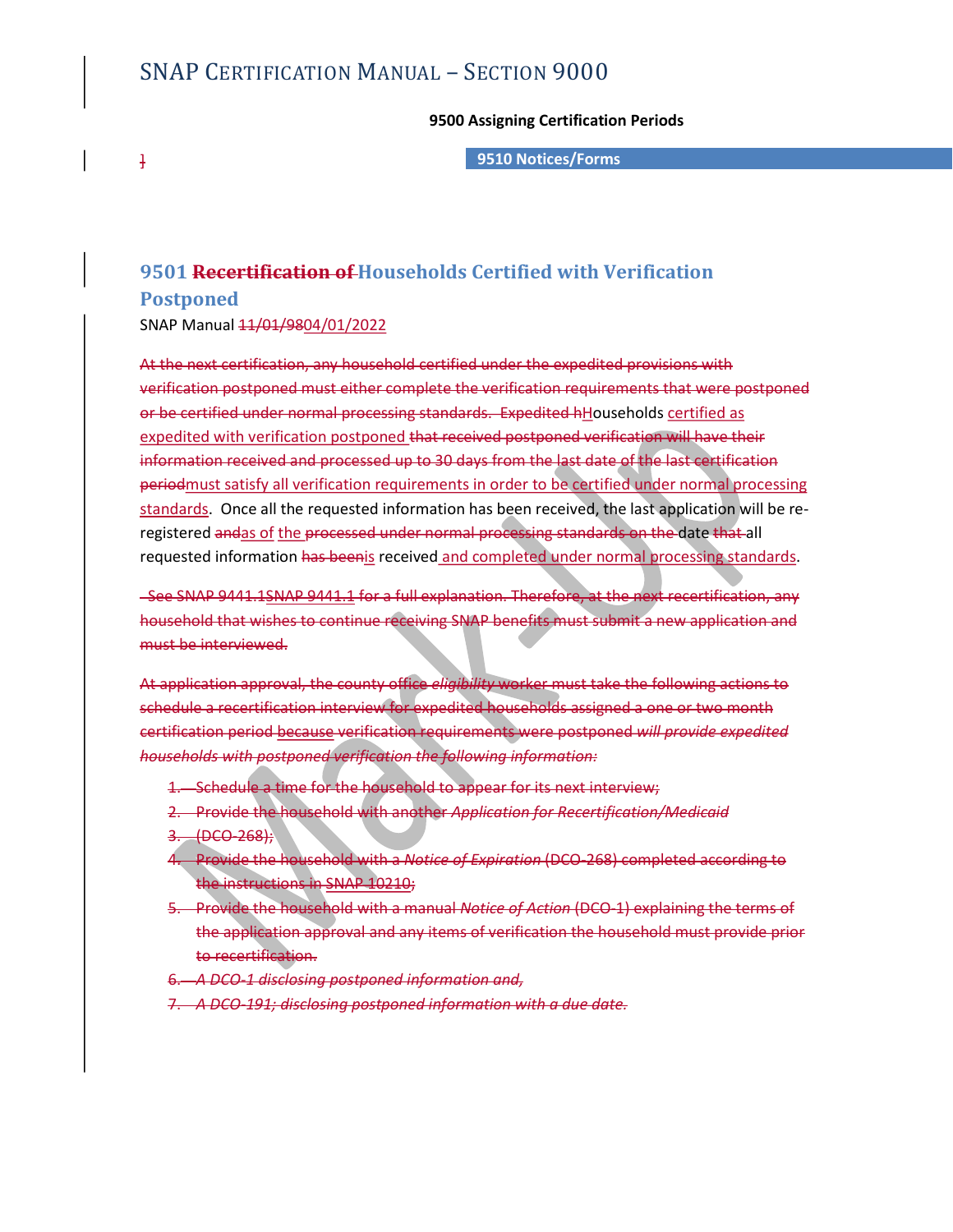# SNAP Certification Manual – Section 9000

**9500 Assigning Certification Periods**

**9510 Notices/Forms**

]

## 9501 ~~Recertification of~~ Households Certified with Verification Postponed

SNAP Manual ~~11/01/98~~04/01/2022

~~At the next certification, any household certified under the expedited provisions with verification postponed must either complete the verification requirements that were postponed or be certified under normal processing standards. Expedited h~~Households certified as expedited with verification postponed ~~that received postponed verification will have their information received and processed up to 30 days from the last date of the last certification period~~must satisfy all verification requirements in order to be certified under normal processing standards. Once all the requested information has been received, the last application will be re-registered ~~and~~as of the ~~processed under normal processing standards on the~~ date ~~that~~ all requested information ~~has been~~is received and completed under normal processing standards.

~~See SNAP 9441.1SNAP 9441.1 for a full explanation. Therefore, at the next recertification, any household that wishes to continue receiving SNAP benefits must submit a new application and must be interviewed.~~

~~At application approval, the county office *eligibility* worker must take the following actions to schedule a recertification interview for expedited households assigned a one or two month certification period because verification requirements were postponed *will provide expedited households with postponed verification the following information:*~~

1. ~~Schedule a time for the household to appear for its next interview;~~
2. ~~Provide the household with another *Application for Recertification/Medicaid*~~
3. ~~(DCO-268);~~
4. ~~Provide the household with a *Notice of Expiration* (DCO-268) completed according to the instructions in SNAP 10210;~~
5. ~~Provide the household with a manual *Notice of Action* (DCO-1) explaining the terms of the application approval and any items of verification the household must provide prior to recertification.~~
6. ~~*A DCO-1 disclosing postponed information and,*~~
7. ~~*A DCO-191; disclosing postponed information with a due date.*~~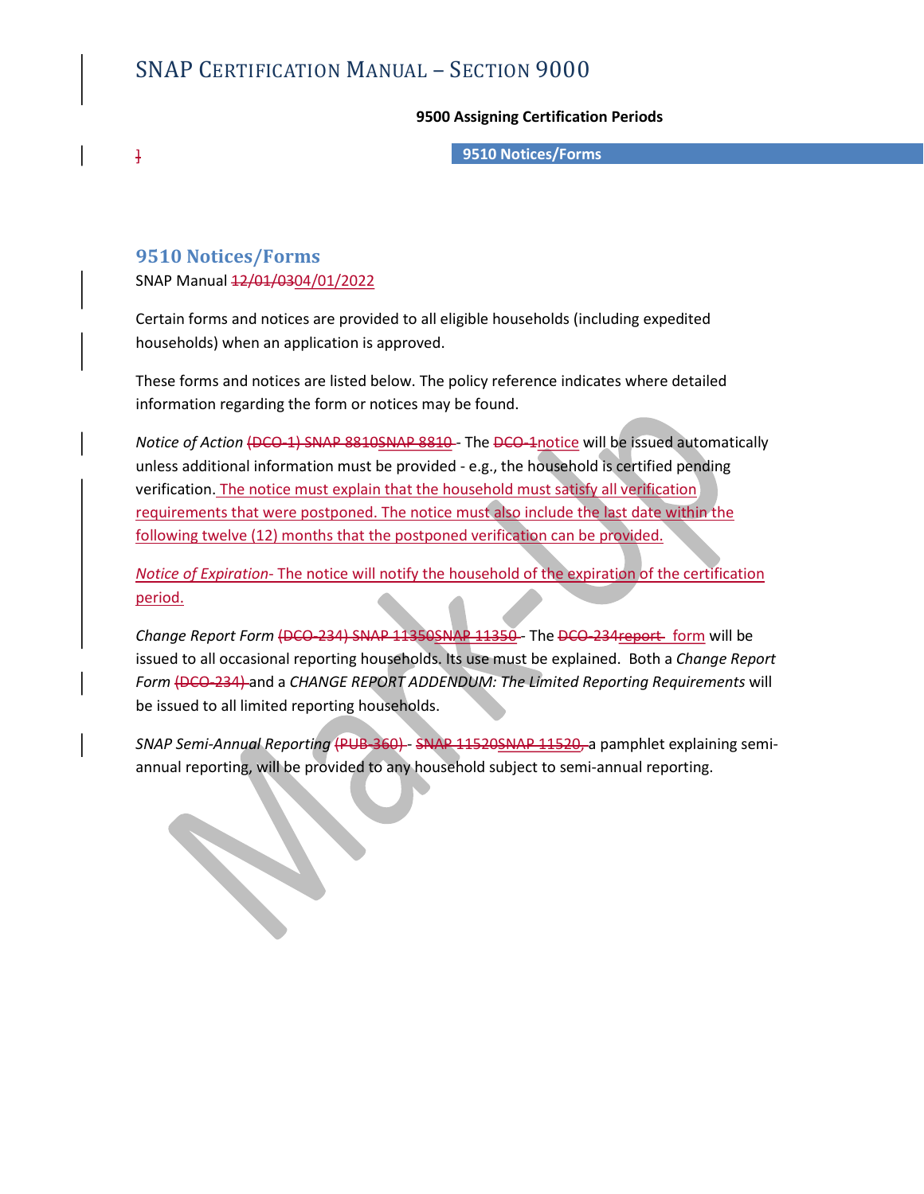## 9510 Notices/Forms

SNAP Manual ~~12/01/03~~04/01/2022

Certain forms and notices are provided to all eligible households (including expedited households) when an application is approved.

These forms and notices are listed below. The policy reference indicates where detailed information regarding the form or notices may be found.

*Notice of Action* ~~(DCO-1) SNAP 8810~~SNAP 8810 - The ~~DCO-1~~notice will be issued automatically unless additional information must be provided - e.g., the household is certified pending verification. The notice must explain that the household must satisfy all verification requirements that were postponed. The notice must also include the last date within the following twelve (12) months that the postponed verification can be provided.

*Notice of Expiration*- The notice will notify the household of the expiration of the certification period.

*Change Report Form* ~~(DCO-234) SNAP 11350~~SNAP 11350 - The ~~DCO-234report~~ form will be issued to all occasional reporting households. Its use must be explained. Both a *Change Report Form* ~~(DCO-234)~~ and a *CHANGE REPORT ADDENDUM: The Limited Reporting Requirements* will be issued to all limited reporting households.

*SNAP Semi-Annual Reporting* ~~(PUB-360)~~ - ~~SNAP 11520~~SNAP 11520, a pamphlet explaining semi-annual reporting, will be provided to any household subject to semi-annual reporting.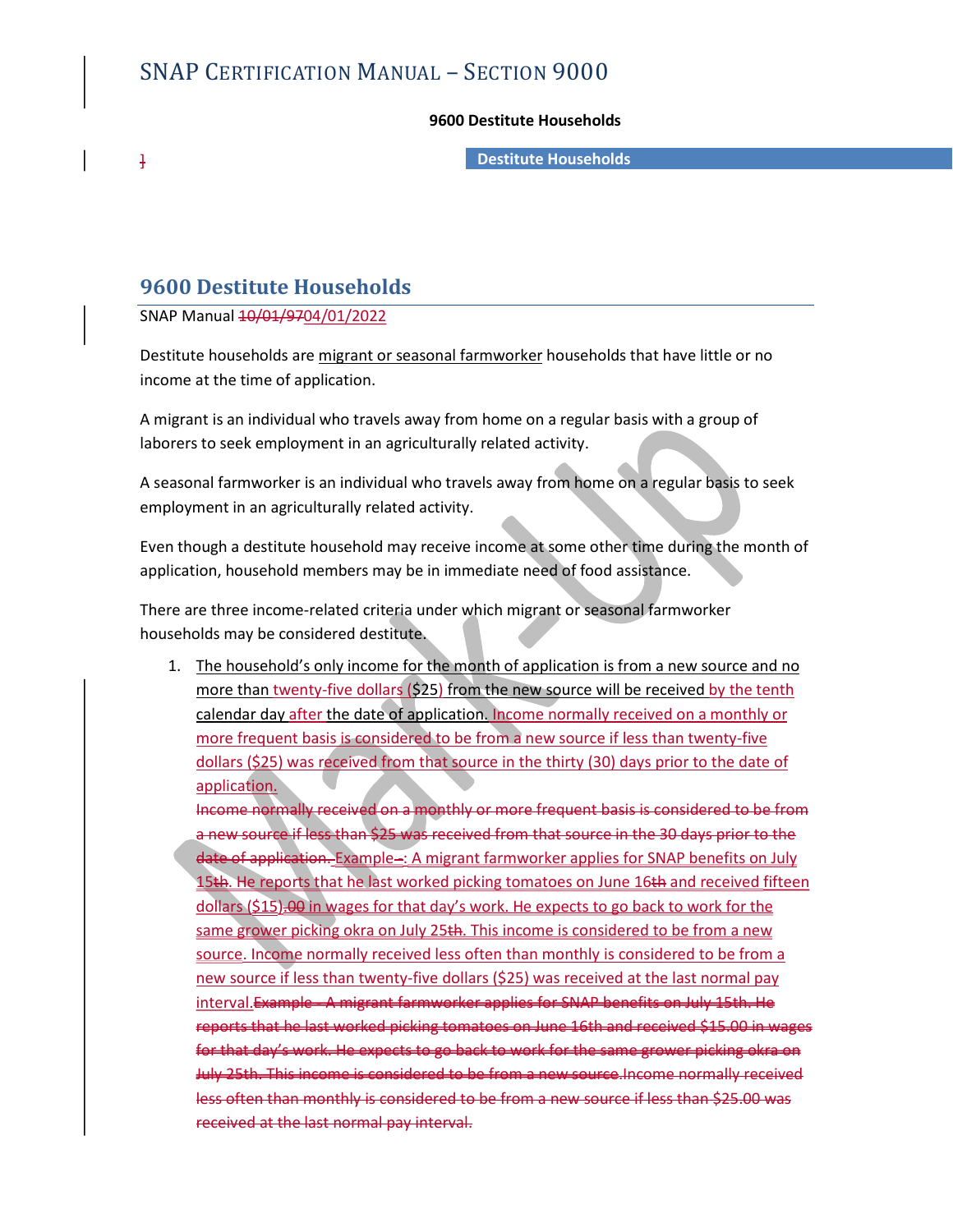## 9600 Destitute Households

SNAP Manual ~~10/01/97~~04/01/2022

Destitute households are migrant or seasonal farmworker households that have little or no income at the time of application.

A migrant is an individual who travels away from home on a regular basis with a group of laborers to seek employment in an agriculturally related activity.

A seasonal farmworker is an individual who travels away from home on a regular basis to seek employment in an agriculturally related activity.

Even though a destitute household may receive income at some other time during the month of application, household members may be in immediate need of food assistance.

There are three income-related criteria under which migrant or seasonal farmworker households may be considered destitute.

1. The household's only income for the month of application is from a new source and no more than twenty-five dollars ($25) from the new source will be received by the tenth calendar day after the date of application. Income normally received on a monthly or more frequent basis is considered to be from a new source if less than twenty-five dollars ($25) was received from that source in the thirty (30) days prior to the date of application.
   ~~Income normally received on a monthly or more frequent basis is considered to be from a new source if less than $25 was received from that source in the 30 days prior to the date of application.~~ Example~~ -~~: A migrant farmworker applies for SNAP benefits on July 15~~th~~. He reports that he last worked picking tomatoes on June 16~~th~~ and received fifteen dollars ($15)~~.00~~ in wages for that day's work. He expects to go back to work for the same grower picking okra on July 25~~th~~. This income is considered to be from a new source. Income normally received less often than monthly is considered to be from a new source if less than twenty-five dollars ($25) was received at the last normal pay interval.~~Example - A migrant farmworker applies for SNAP benefits on July 15th. He reports that he last worked picking tomatoes on June 16th and received $15.00 in wages for that day's work. He expects to go back to work for the same grower picking okra on July 25th. This income is considered to be from a new source.Income normally received less often than monthly is considered to be from a new source if less than $25.00 was received at the last normal pay interval.~~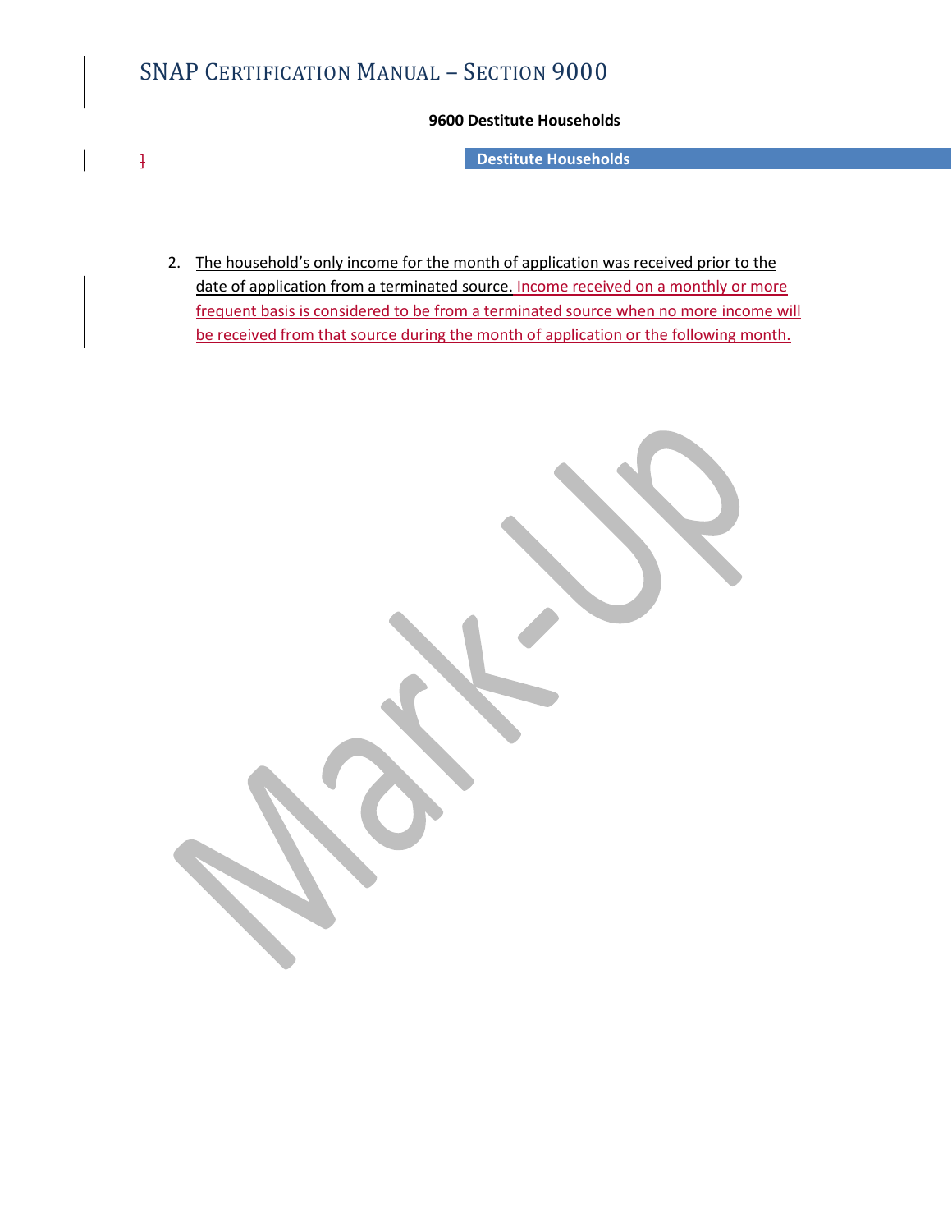**9600 Destitute Households**

**Destitute Households**

2. The household's only income for the month of application was received prior to the date of application from a terminated source. Income received on a monthly or more frequent basis is considered to be from a terminated source when no more income will be received from that source during the month of application or the following month.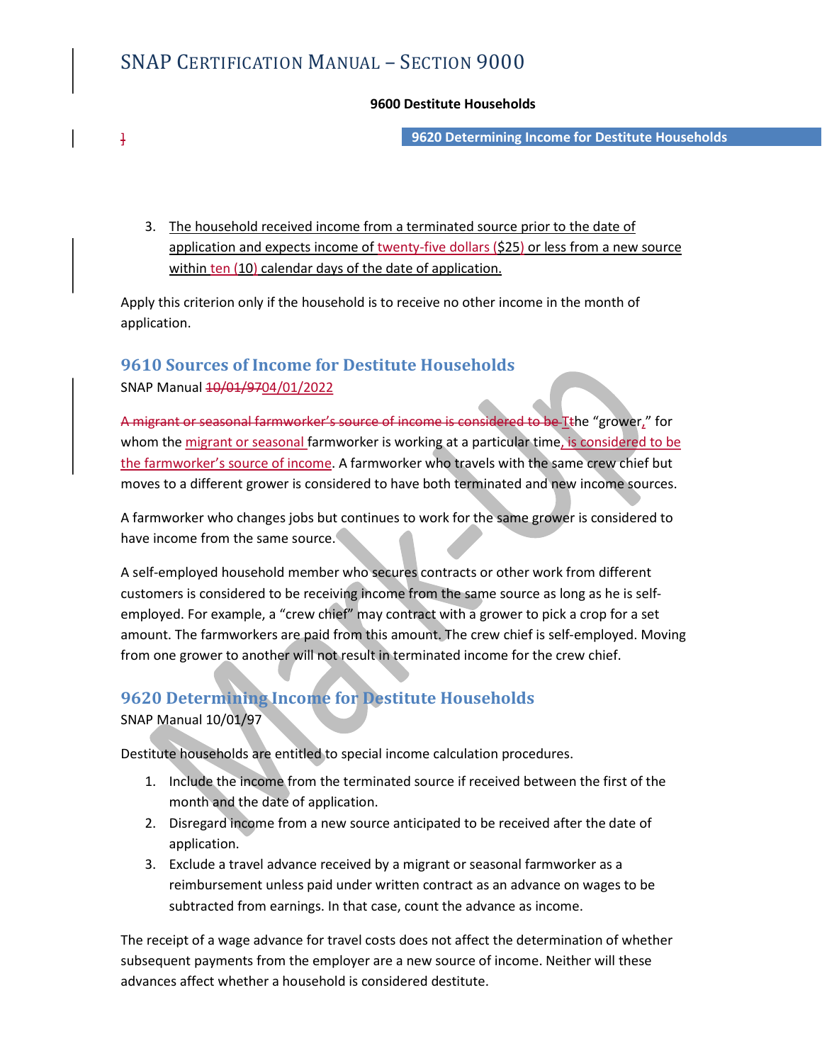3. The household received income from a terminated source prior to the date of application and expects income of twenty-five dollars ($25) or less from a new source within ten (10) calendar days of the date of application.

Apply this criterion only if the household is to receive no other income in the month of application.

## 9610 Sources of Income for Destitute Households

SNAP Manual ~~10/01/97~~04/01/2022

~~A migrant or seasonal farmworker's source of income is considered to be T~~the "grower," for whom the migrant or seasonal farmworker is working at a particular time, is considered to be the farmworker's source of income. A farmworker who travels with the same crew chief but moves to a different grower is considered to have both terminated and new income sources.

A farmworker who changes jobs but continues to work for the same grower is considered to have income from the same source.

A self-employed household member who secures contracts or other work from different customers is considered to be receiving income from the same source as long as he is self-employed. For example, a "crew chief" may contract with a grower to pick a crop for a set amount. The farmworkers are paid from this amount. The crew chief is self-employed. Moving from one grower to another will not result in terminated income for the crew chief.

## 9620 Determining Income for Destitute Households

SNAP Manual 10/01/97

Destitute households are entitled to special income calculation procedures.

1. Include the income from the terminated source if received between the first of the month and the date of application.
2. Disregard income from a new source anticipated to be received after the date of application.
3. Exclude a travel advance received by a migrant or seasonal farmworker as a reimbursement unless paid under written contract as an advance on wages to be subtracted from earnings. In that case, count the advance as income.

The receipt of a wage advance for travel costs does not affect the determination of whether subsequent payments from the employer are a new source of income. Neither will these advances affect whether a household is considered destitute.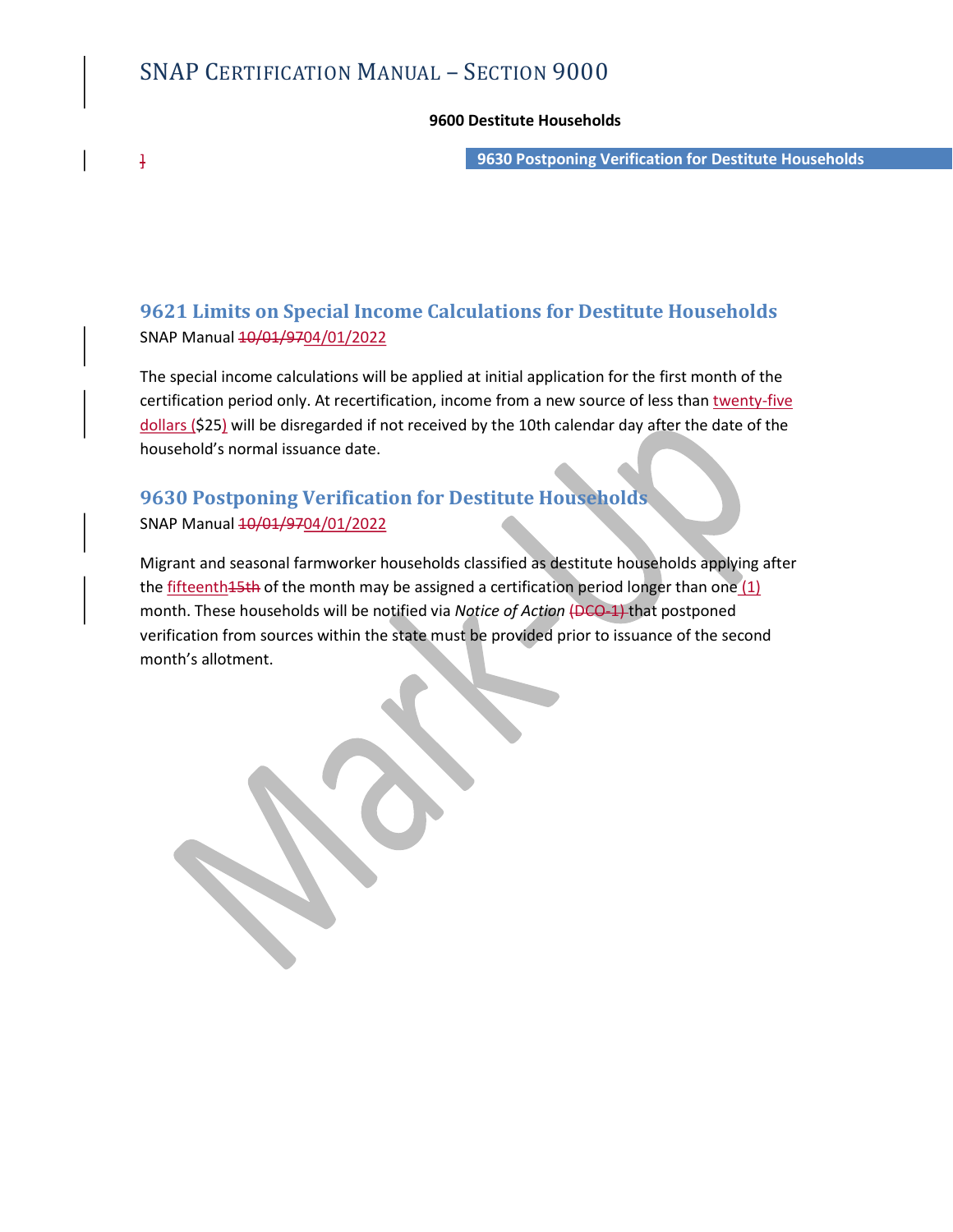### 9621 Limits on Special Income Calculations for Destitute Households

SNAP Manual ~~10/01/97~~04/01/2022

The special income calculations will be applied at initial application for the first month of the certification period only. At recertification, income from a new source of less than twenty-five dollars ($25) will be disregarded if not received by the 10th calendar day after the date of the household's normal issuance date.

### 9630 Postponing Verification for Destitute Households

SNAP Manual ~~10/01/97~~04/01/2022

Migrant and seasonal farmworker households classified as destitute households applying after the fifteenth~~15th~~ of the month may be assigned a certification period longer than one (1) month. These households will be notified via *Notice of Action* ~~(DCO-1)~~ that postponed verification from sources within the state must be provided prior to issuance of the second month's allotment.